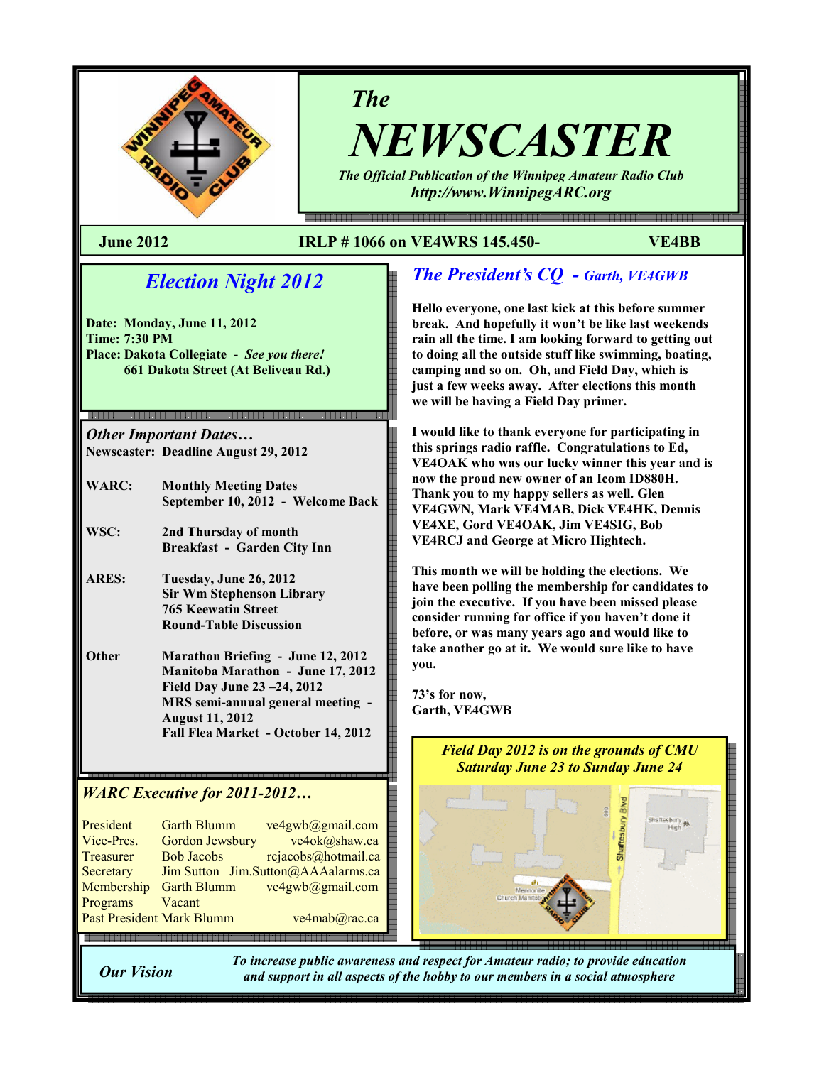# The NEWSCASTER

*The Official Publication of the Winnipeg Amateur Radio Club*
*http://www.WinnipegARC.org*

**June 2012** | **IRLP # 1066 on VE4WRS 145.450-** | **VE4BB**

## *Election Night 2012*

**Date: Monday, June 11, 2012**
**Time: 7:30 PM**
**Place: Dakota Collegiate - *See you there!***
**661 Dakota Street (At Beliveau Rd.)**

### *Other Important Dates…*

**Newscaster: Deadline August 29, 2012**

| | |
|---|---|
| **WARC:** | **Monthly Meeting Dates**<br>**September 10, 2012 - Welcome Back** |
| **WSC:** | **2nd Thursday of month**<br>**Breakfast - Garden City Inn** |
| **ARES:** | **Tuesday, June 26, 2012**<br>**Sir Wm Stephenson Library**<br>**765 Keewatin Street**<br>**Round-Table Discussion** |
| **Other** | **Marathon Briefing - June 12, 2012**<br>**Manitoba Marathon - June 17, 2012**<br>**Field Day June 23 –24, 2012**<br>**MRS semi-annual general meeting - August 11, 2012**<br>**Fall Flea Market - October 14, 2012** |

### *WARC Executive for 2011-2012…*

| | | |
|---|---|---|
| President | Garth Blumm | ve4gwb@gmail.com |
| Vice-Pres. | Gordon Jewsbury | ve4ok@shaw.ca |
| Treasurer | Bob Jacobs | rcjacobs@hotmail.ca |
| Secretary | Jim Sutton | Jim.Sutton@AAAalarms.ca |
| Membership | Garth Blumm | ve4gwb@gmail.com |
| Programs | Vacant | |
| Past President | Mark Blumm | ve4mab@rac.ca |

## *The President's CQ - Garth, VE4GWB*

**Hello everyone, one last kick at this before summer break. And hopefully it won't be like last weekends rain all the time. I am looking forward to getting out to doing all the outside stuff like swimming, boating, camping and so on. Oh, and Field Day, which is just a few weeks away. After elections this month we will be having a Field Day primer.**

**I would like to thank everyone for participating in this springs radio raffle. Congratulations to Ed, VE4OAK who was our lucky winner this year and is now the proud new owner of an Icom ID880H. Thank you to my happy sellers as well. Glen VE4GWN, Mark VE4MAB, Dick VE4HK, Dennis VE4XE, Gord VE4OAK, Jim VE4SIG, Bob VE4RCJ and George at Micro Hightech.**

**This month we will be holding the elections. We have been polling the membership for candidates to join the executive. If you have been missed please consider running for office if you haven't done it before, or was many years ago and would like to take another go at it. We would sure like to have you.**

**73's for now,**
**Garth, VE4GWB**

***Field Day 2012 is on the grounds of CMU***
***Saturday June 23 to Sunday June 24***

***Our Vision*** — *To increase public awareness and respect for Amateur radio; to provide education and support in all aspects of the hobby to our members in a social atmosphere*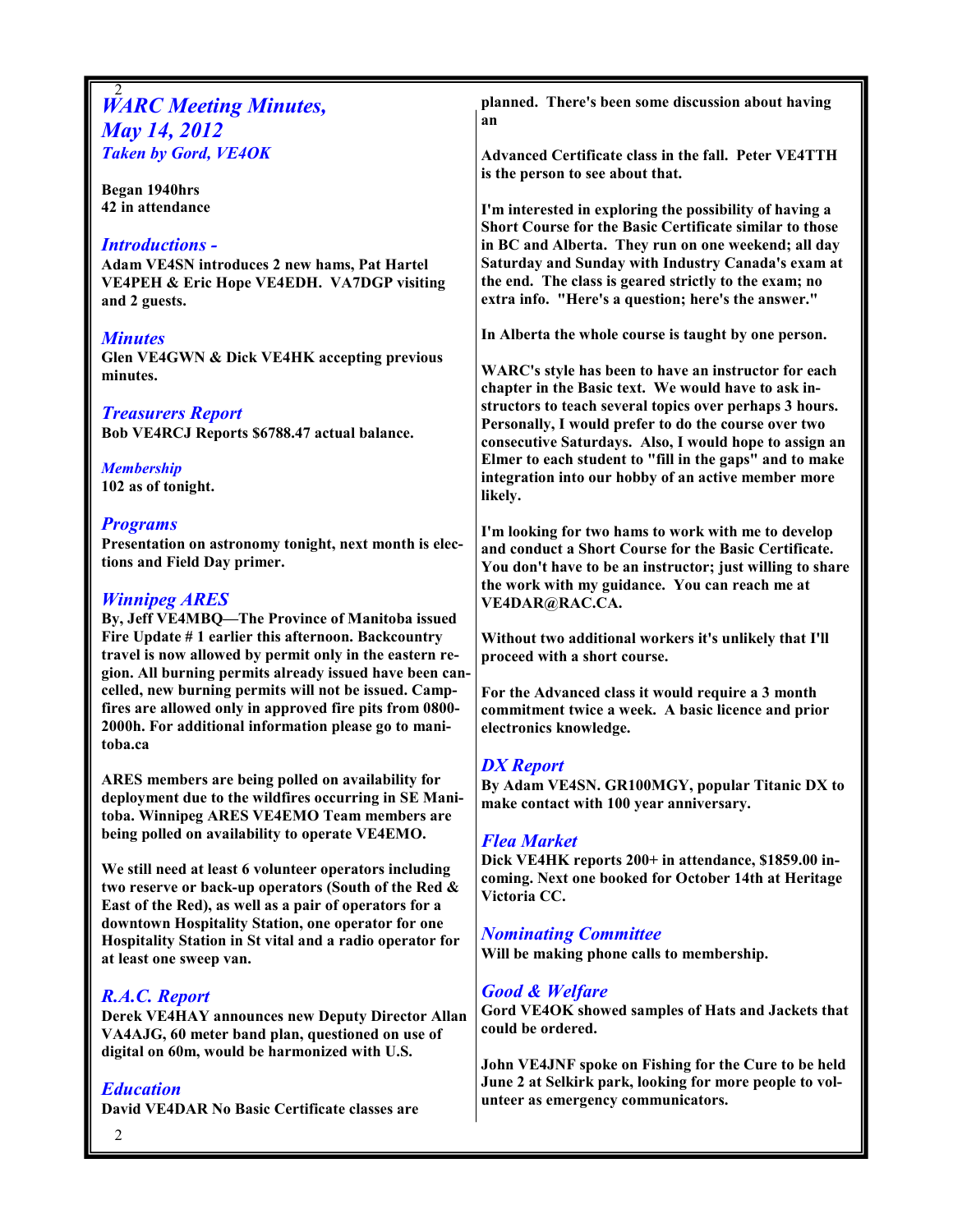# WARC Meeting Minutes, May 14, 2012

*Taken by Gord, VE4OK*

**Began 1940hrs**
**42 in attendance**

## Introductions -

**Adam VE4SN introduces 2 new hams, Pat Hartel VE4PEH & Eric Hope VE4EDH. VA7DGP visiting and 2 guests.**

## Minutes

**Glen VE4GWN & Dick VE4HK accepting previous minutes.**

## Treasurers Report

**Bob VE4RCJ Reports $6788.47 actual balance.**

## Membership

**102 as of tonight.**

## Programs

**Presentation on astronomy tonight, next month is elections and Field Day primer.**

## Winnipeg ARES

**By, Jeff VE4MBQ—The Province of Manitoba issued Fire Update # 1 earlier this afternoon. Backcountry travel is now allowed by permit only in the eastern region. All burning permits already issued have been cancelled, new burning permits will not be issued. Campfires are allowed only in approved fire pits from 0800-2000h. For additional information please go to manitoba.ca**

**ARES members are being polled on availability for deployment due to the wildfires occurring in SE Manitoba. Winnipeg ARES VE4EMO Team members are being polled on availability to operate VE4EMO.**

**We still need at least 6 volunteer operators including two reserve or back-up operators (South of the Red & East of the Red), as well as a pair of operators for a downtown Hospitality Station, one operator for one Hospitality Station in St vital and a radio operator for at least one sweep van.**

## R.A.C. Report

**Derek VE4HAY announces new Deputy Director Allan VA4AJG, 60 meter band plan, questioned on use of digital on 60m, would be harmonized with U.S.**

## Education

**David VE4DAR No Basic Certificate classes are planned. There's been some discussion about having an**

**Advanced Certificate class in the fall. Peter VE4TTH is the person to see about that.**

**I'm interested in exploring the possibility of having a Short Course for the Basic Certificate similar to those in BC and Alberta. They run on one weekend; all day Saturday and Sunday with Industry Canada's exam at the end. The class is geared strictly to the exam; no extra info. "Here's a question; here's the answer."**

**In Alberta the whole course is taught by one person.**

**WARC's style has been to have an instructor for each chapter in the Basic text. We would have to ask instructors to teach several topics over perhaps 3 hours. Personally, I would prefer to do the course over two consecutive Saturdays. Also, I would hope to assign an Elmer to each student to "fill in the gaps" and to make integration into our hobby of an active member more likely.**

**I'm looking for two hams to work with me to develop and conduct a Short Course for the Basic Certificate. You don't have to be an instructor; just willing to share the work with my guidance. You can reach me at VE4DAR@RAC.CA.**

**Without two additional workers it's unlikely that I'll proceed with a short course.**

**For the Advanced class it would require a 3 month commitment twice a week. A basic licence and prior electronics knowledge.**

## DX Report

**By Adam VE4SN. GR100MGY, popular Titanic DX to make contact with 100 year anniversary.**

## Flea Market

**Dick VE4HK reports 200+ in attendance, $1859.00 incoming. Next one booked for October 14th at Heritage Victoria CC.**

## Nominating Committee

**Will be making phone calls to membership.**

## Good & Welfare

**Gord VE4OK showed samples of Hats and Jackets that could be ordered.**

**John VE4JNF spoke on Fishing for the Cure to be held June 2 at Selkirk park, looking for more people to volunteer as emergency communicators.**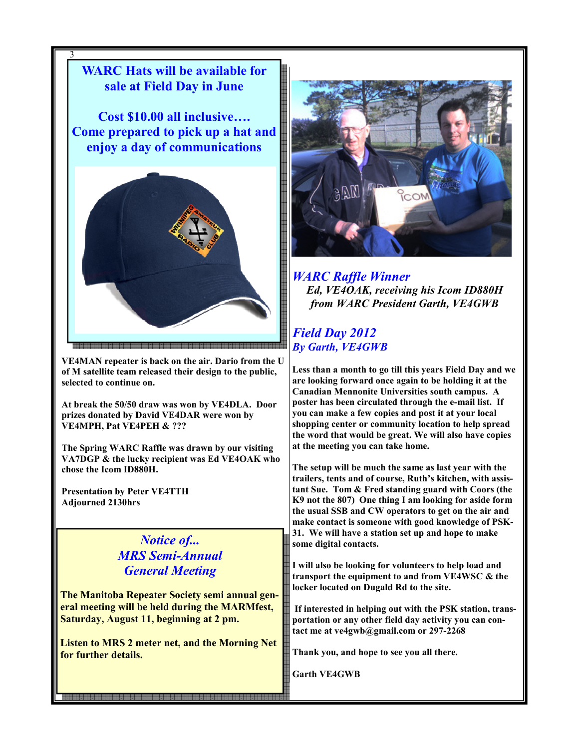**WARC Hats will be available for sale at Field Day in June**

**Cost $10.00 all inclusive…. Come prepared to pick up a hat and enjoy a day of communications**

**VE4MAN repeater is back on the air. Dario from the U of M satellite team released their design to the public, selected to continue on.**

**At break the 50/50 draw was won by VE4DLA. Door prizes donated by David VE4DAR were won by VE4MPH, Pat VE4PEH & ???**

**The Spring WARC Raffle was drawn by our visiting VA7DGP & the lucky recipient was Ed VE4OAK who chose the Icom ID880H.**

**Presentation by Peter VE4TTH**
**Adjourned 2130hrs**

## *Notice of... MRS Semi-Annual General Meeting*

**The Manitoba Repeater Society semi annual general meeting will be held during the MARMfest, Saturday, August 11, beginning at 2 pm.**

**Listen to MRS 2 meter net, and the Morning Net for further details.**

## *WARC Raffle Winner*

***Ed, VE4OAK, receiving his Icom ID880H from WARC President Garth, VE4GWB***

## *Field Day 2012*
### *By Garth, VE4GWB*

**Less than a month to go till this years Field Day and we are looking forward once again to be holding it at the Canadian Mennonite Universities south campus. A poster has been circulated through the e-mail list. If you can make a few copies and post it at your local shopping center or community location to help spread the word that would be great. We will also have copies at the meeting you can take home.**

**The setup will be much the same as last year with the trailers, tents and of course, Ruth's kitchen, with assistant Sue. Tom & Fred standing guard with Coors (the K9 not the 807) One thing I am looking for aside form the usual SSB and CW operators to get on the air and make contact is someone with good knowledge of PSK-31. We will have a station set up and hope to make some digital contacts.**

**I will also be looking for volunteers to help load and transport the equipment to and from VE4WSC & the locker located on Dugald Rd to the site.**

**If interested in helping out with the PSK station, transportation or any other field day activity you can contact me at ve4gwb@gmail.com or 297-2268**

**Thank you, and hope to see you all there.**

**Garth VE4GWB**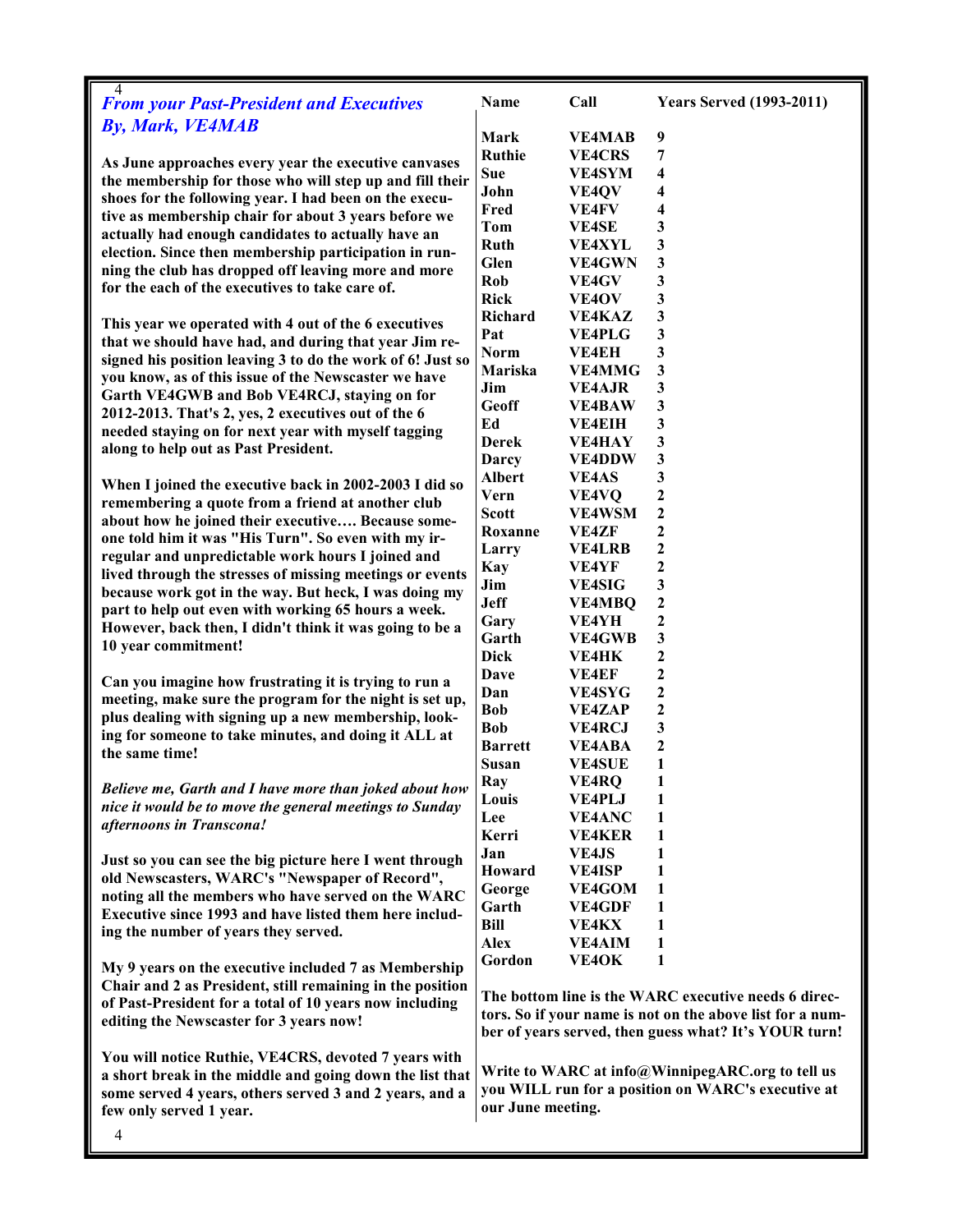## From your Past-President and Executives
## By, Mark, VE4MAB

As June approaches every year the executive canvases the membership for those who will step up and fill their shoes for the following year. I had been on the executive as membership chair for about 3 years before we actually had enough candidates to actually have an election. Since then membership participation in running the club has dropped off leaving more and more for the each of the executives to take care of.

This year we operated with 4 out of the 6 executives that we should have had, and during that year Jim resigned his position leaving 3 to do the work of 6! Just so you know, as of this issue of the Newscaster we have Garth VE4GWB and Bob VE4RCJ, staying on for 2012-2013. That's 2, yes, 2 executives out of the 6 needed staying on for next year with myself tagging along to help out as Past President.

When I joined the executive back in 2002-2003 I did so remembering a quote from a friend at another club about how he joined their executive…. Because someone told him it was "His Turn". So even with my irregular and unpredictable work hours I joined and lived through the stresses of missing meetings or events because work got in the way. But heck, I was doing my part to help out even with working 65 hours a week. However, back then, I didn't think it was going to be a 10 year commitment!

Can you imagine how frustrating it is trying to run a meeting, make sure the program for the night is set up, plus dealing with signing up a new membership, looking for someone to take minutes, and doing it ALL at the same time!

*Believe me, Garth and I have more than joked about how nice it would be to move the general meetings to Sunday afternoons in Transcona!*

Just so you can see the big picture here I went through old Newscasters, WARC's "Newspaper of Record", noting all the members who have served on the WARC Executive since 1993 and have listed them here including the number of years they served.

My 9 years on the executive included 7 as Membership Chair and 2 as President, still remaining in the position of Past-President for a total of 10 years now including editing the Newscaster for 3 years now!

You will notice Ruthie, VE4CRS, devoted 7 years with a short break in the middle and going down the list that some served 4 years, others served 3 and 2 years, and a few only served 1 year.

| Name | Call | Years Served (1993-2011) |
|---|---|---|
| Mark | VE4MAB | 9 |
| Ruthie | VE4CRS | 7 |
| Sue | VE4SYM | 4 |
| John | VE4QV | 4 |
| Fred | VE4FV | 4 |
| Tom | VE4SE | 3 |
| Ruth | VE4XYL | 3 |
| Glen | VE4GWN | 3 |
| Rob | VE4GV | 3 |
| Rick | VE4OV | 3 |
| Richard | VE4KAZ | 3 |
| Pat | VE4PLG | 3 |
| Norm | VE4EH | 3 |
| Mariska | VE4MMG | 3 |
| Jim | VE4AJR | 3 |
| Geoff | VE4BAW | 3 |
| Ed | VE4EIH | 3 |
| Derek | VE4HAY | 3 |
| Darcy | VE4DDW | 3 |
| Albert | VE4AS | 3 |
| Vern | VE4VQ | 2 |
| Scott | VE4WSM | 2 |
| Roxanne | VE4ZF | 2 |
| Larry | VE4LRB | 2 |
| Kay | VE4YF | 2 |
| Jim | VE4SIG | 3 |
| Jeff | VE4MBQ | 2 |
| Gary | VE4YH | 2 |
| Garth | VE4GWB | 3 |
| Dick | VE4HK | 2 |
| Dave | VE4EF | 2 |
| Dan | VE4SYG | 2 |
| Bob | VE4ZAP | 2 |
| Bob | VE4RCJ | 3 |
| Barrett | VE4ABA | 2 |
| Susan | VE4SUE | 1 |
| Ray | VE4RQ | 1 |
| Louis | VE4PLJ | 1 |
| Lee | VE4ANC | 1 |
| Kerri | VE4KER | 1 |
| Jan | VE4JS | 1 |
| Howard | VE4ISP | 1 |
| George | VE4GOM | 1 |
| Garth | VE4GDF | 1 |
| Bill | VE4KX | 1 |
| Alex | VE4AIM | 1 |
| Gordon | VE4OK | 1 |

The bottom line is the WARC executive needs 6 directors. So if your name is not on the above list for a number of years served, then guess what? It's YOUR turn!

Write to WARC at info@WinnipegARC.org to tell us you WILL run for a position on WARC's executive at our June meeting.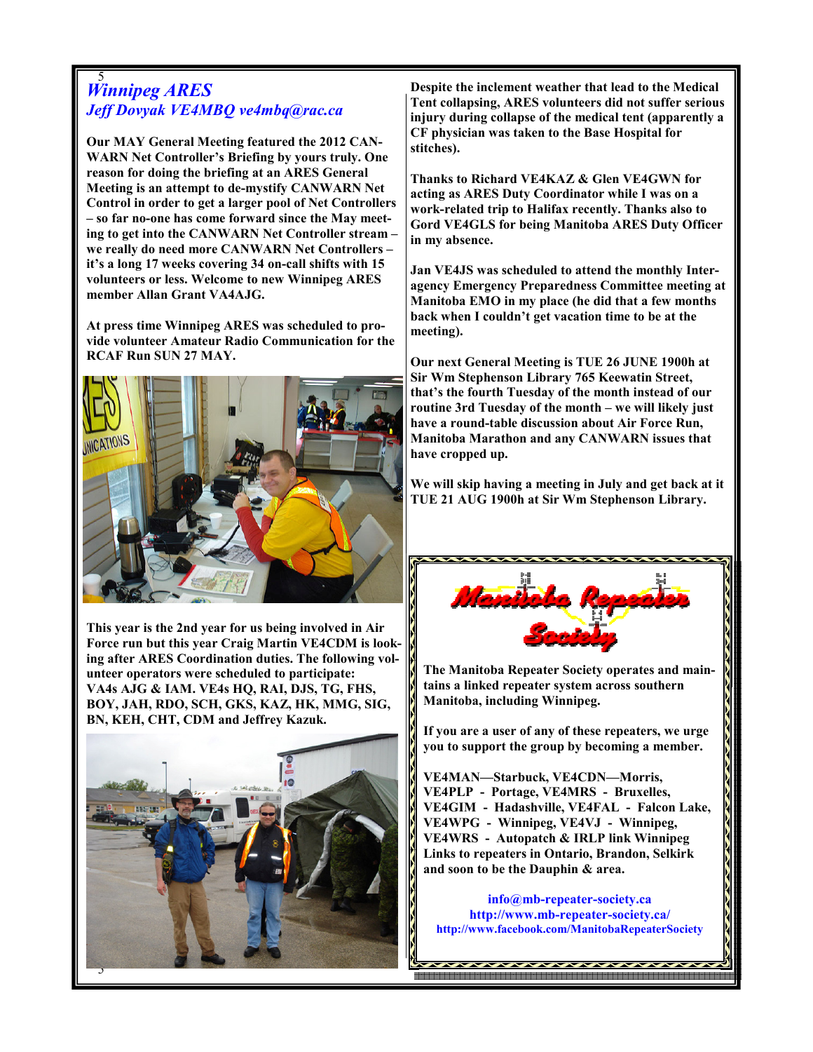## *Winnipeg ARES*

### *Jeff Dovyak VE4MBQ ve4mbq@rac.ca*

**Our MAY General Meeting featured the 2012 CANWARN Net Controller's Briefing by yours truly. One reason for doing the briefing at an ARES General Meeting is an attempt to de-mystify CANWARN Net Control in order to get a larger pool of Net Controllers – so far no-one has come forward since the May meeting to get into the CANWARN Net Controller stream – we really do need more CANWARN Net Controllers – it's a long 17 weeks covering 34 on-call shifts with 15 volunteers or less. Welcome to new Winnipeg ARES member Allan Grant VA4AJG.**

**At press time Winnipeg ARES was scheduled to provide volunteer Amateur Radio Communication for the RCAF Run SUN 27 MAY.**

**This year is the 2nd year for us being involved in Air Force run but this year Craig Martin VE4CDM is looking after ARES Coordination duties. The following volunteer operators were scheduled to participate: VA4s AJG & IAM. VE4s HQ, RAI, DJS, TG, FHS, BOY, JAH, RDO, SCH, GKS, KAZ, HK, MMG, SIG, BN, KEH, CHT, CDM and Jeffrey Kazuk.**

**Despite the inclement weather that lead to the Medical Tent collapsing, ARES volunteers did not suffer serious injury during collapse of the medical tent (apparently a CF physician was taken to the Base Hospital for stitches).**

**Thanks to Richard VE4KAZ & Glen VE4GWN for acting as ARES Duty Coordinator while I was on a work-related trip to Halifax recently. Thanks also to Gord VE4GLS for being Manitoba ARES Duty Officer in my absence.**

**Jan VE4JS was scheduled to attend the monthly Inter-agency Emergency Preparedness Committee meeting at Manitoba EMO in my place (he did that a few months back when I couldn't get vacation time to be at the meeting).**

**Our next General Meeting is TUE 26 JUNE 1900h at Sir Wm Stephenson Library 765 Keewatin Street, that's the fourth Tuesday of the month instead of our routine 3rd Tuesday of the month – we will likely just have a round-table discussion about Air Force Run, Manitoba Marathon and any CANWARN issues that have cropped up.**

**We will skip having a meeting in July and get back at it TUE 21 AUG 1900h at Sir Wm Stephenson Library.**

---

## Manitoba Repeater Society

**The Manitoba Repeater Society operates and maintains a linked repeater system across southern Manitoba, including Winnipeg.**

**If you are a user of any of these repeaters, we urge you to support the group by becoming a member.**

**VE4MAN—Starbuck, VE4CDN—Morris,**
**VE4PLP - Portage, VE4MRS - Bruxelles,**
**VE4GIM - Hadashville, VE4FAL - Falcon Lake,**
**VE4WPG - Winnipeg, VE4VJ - Winnipeg,**
**VE4WRS - Autopatch & IRLP link Winnipeg**
**Links to repeaters in Ontario, Brandon, Selkirk and soon to be the Dauphin & area.**

**info@mb-repeater-society.ca**
**http://www.mb-repeater-society.ca/**
**http://www.facebook.com/ManitobaRepeaterSociety**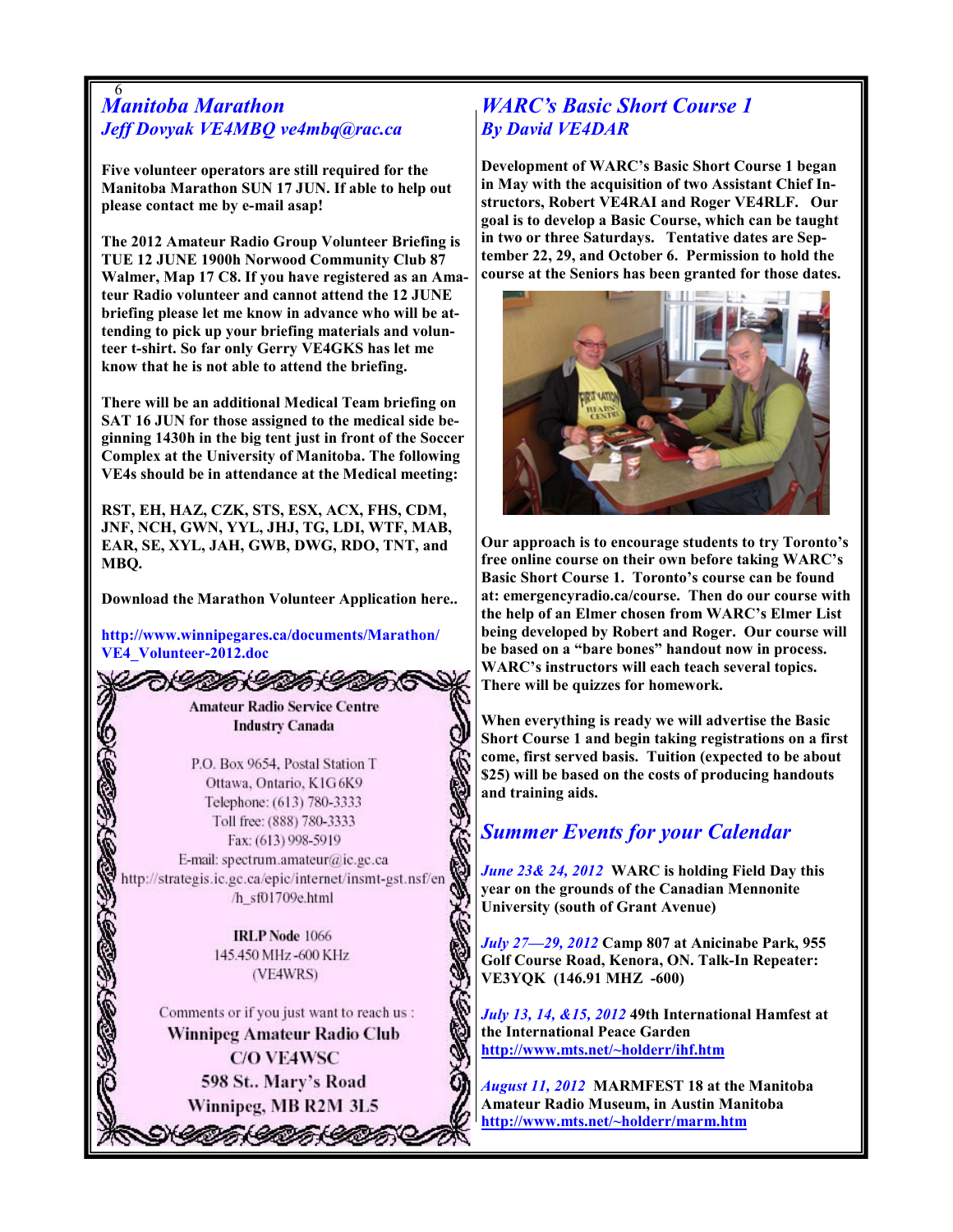## *Manitoba Marathon*

### *Jeff Dovyak VE4MBQ ve4mbq@rac.ca*

**Five volunteer operators are still required for the Manitoba Marathon SUN 17 JUN. If able to help out please contact me by e-mail asap!**

**The 2012 Amateur Radio Group Volunteer Briefing is TUE 12 JUNE 1900h Norwood Community Club 87 Walmer, Map 17 C8. If you have registered as an Amateur Radio volunteer and cannot attend the 12 JUNE briefing please let me know in advance who will be attending to pick up your briefing materials and volunteer t-shirt. So far only Gerry VE4GKS has let me know that he is not able to attend the briefing.**

**There will be an additional Medical Team briefing on SAT 16 JUN for those assigned to the medical side beginning 1430h in the big tent just in front of the Soccer Complex at the University of Manitoba. The following VE4s should be in attendance at the Medical meeting:**

**RST, EH, HAZ, CZK, STS, ESX, ACX, FHS, CDM, JNF, NCH, GWN, YYL, JHJ, TG, LDI, WTF, MAB, EAR, SE, XYL, JAH, GWB, DWG, RDO, TNT, and MBQ.**

**Download the Marathon Volunteer Application here..**

**http://www.winnipegares.ca/documents/Marathon/VE4_Volunteer-2012.doc**

Amateur Radio Service Centre
Industry Canada

P.O. Box 9654, Postal Station T
Ottawa, Ontario, K1G 6K9
Telephone: (613) 780-3333
Toll free: (888) 780-3333
Fax: (613) 998-5919
E-mail: spectrum.amateur@ic.gc.ca
http://strategis.ic.gc.ca/epic/internet/insmt-gst.nsf/en/h_sf01709e.html

IRLP Node 1066
145.450 MHz -600 KHz
(VE4WRS)

Comments or if you just want to reach us :
Winnipeg Amateur Radio Club
C/O VE4WSC
598 St.. Mary's Road
Winnipeg, MB R2M 3L5

## *WARC's Basic Short Course 1*

### *By David VE4DAR*

**Development of WARC's Basic Short Course 1 began in May with the acquisition of two Assistant Chief Instructors, Robert VE4RAI and Roger VE4RLF. Our goal is to develop a Basic Course, which can be taught in two or three Saturdays. Tentative dates are September 22, 29, and October 6. Permission to hold the course at the Seniors has been granted for those dates.**

**Our approach is to encourage students to try Toronto's free online course on their own before taking WARC's Basic Short Course 1. Toronto's course can be found at: emergencyradio.ca/course. Then do our course with the help of an Elmer chosen from WARC's Elmer List being developed by Robert and Roger. Our course will be based on a "bare bones" handout now in process. WARC's instructors will each teach several topics. There will be quizzes for homework.**

**When everything is ready we will advertise the Basic Short Course 1 and begin taking registrations on a first come, first served basis. Tuition (expected to be about $25) will be based on the costs of producing handouts and training aids.**

## *Summer Events for your Calendar*

***June 23& 24, 2012*** **WARC is holding Field Day this year on the grounds of the Canadian Mennonite University (south of Grant Avenue)**

***July 27—29, 2012*** **Camp 807 at Anicinabe Park, 955 Golf Course Road, Kenora, ON. Talk-In Repeater: VE3YQK (146.91 MHZ -600)**

***July 13, 14, &15, 2012*** **49th International Hamfest at the International Peace Garden**
**http://www.mts.net/~holderr/ihf.htm**

***August 11, 2012*** **MARMFEST 18 at the Manitoba Amateur Radio Museum, in Austin Manitoba**
**http://www.mts.net/~holderr/marm.htm**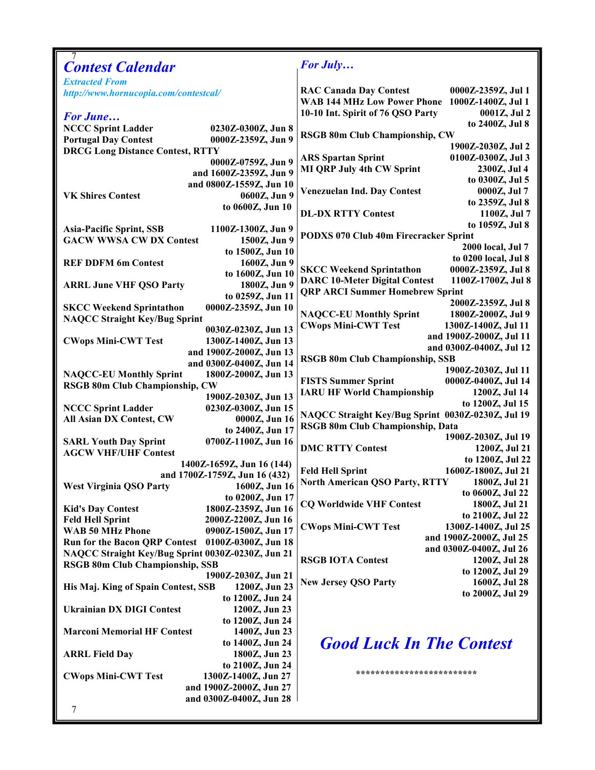# Contest Calendar

*Extracted From*
*http://www.hornucopia.com/contestcal/*

## For June…

| Contest | Time |
|---|---|
| NCCC Sprint Ladder | 0230Z-0300Z, Jun 8 |
| Portugal Day Contest | 0000Z-2359Z, Jun 9 |
| DRCG Long Distance Contest, RTTY | 0000Z-0759Z, Jun 9 and 1600Z-2359Z, Jun 9 and 0800Z-1559Z, Jun 10 |
| VK Shires Contest | 0600Z, Jun 9 to 0600Z, Jun 10 |
| Asia-Pacific Sprint, SSB | 1100Z-1300Z, Jun 9 |
| GACW WWSA CW DX Contest | 1500Z, Jun 9 to 1500Z, Jun 10 |
| REF DDFM 6m Contest | 1600Z, Jun 9 to 1600Z, Jun 10 |
| ARRL June VHF QSO Party | 1800Z, Jun 9 to 0259Z, Jun 11 |
| SKCC Weekend Sprintathon | 0000Z-2359Z, Jun 10 |
| NAQCC Straight Key/Bug Sprint | 0030Z-0230Z, Jun 13 |
| CWops Mini-CWT Test | 1300Z-1400Z, Jun 13 and 1900Z-2000Z, Jun 13 and 0300Z-0400Z, Jun 14 |
| NAQCC-EU Monthly Sprint | 1800Z-2000Z, Jun 13 |
| RSGB 80m Club Championship, CW | 1900Z-2030Z, Jun 13 |
| NCCC Sprint Ladder | 0230Z-0300Z, Jun 15 |
| All Asian DX Contest, CW | 0000Z, Jun 16 to 2400Z, Jun 17 |
| SARL Youth Day Sprint | 0700Z-1100Z, Jun 16 |
| AGCW VHF/UHF Contest | 1400Z-1659Z, Jun 16 (144) and 1700Z-1759Z, Jun 16 (432) |
| West Virginia QSO Party | 1600Z, Jun 16 to 0200Z, Jun 17 |
| Kid's Day Contest | 1800Z-2359Z, Jun 16 |
| Feld Hell Sprint | 2000Z-2200Z, Jun 16 |
| WAB 50 MHz Phone | 0900Z-1500Z, Jun 17 |
| Run for the Bacon QRP Contest | 0100Z-0300Z, Jun 18 |
| NAQCC Straight Key/Bug Sprint | 0030Z-0230Z, Jun 21 |
| RSGB 80m Club Championship, SSB | 1900Z-2030Z, Jun 21 |
| His Maj. King of Spain Contest, SSB | 1200Z, Jun 23 to 1200Z, Jun 24 |
| Ukrainian DX DIGI Contest | 1200Z, Jun 23 to 1200Z, Jun 24 |
| Marconi Memorial HF Contest | 1400Z, Jun 23 to 1400Z, Jun 24 |
| ARRL Field Day | 1800Z, Jun 23 to 2100Z, Jun 24 |
| CWops Mini-CWT Test | 1300Z-1400Z, Jun 27 and 1900Z-2000Z, Jun 27 and 0300Z-0400Z, Jun 28 |

## For July…

| Contest | Time |
|---|---|
| RAC Canada Day Contest | 0000Z-2359Z, Jul 1 |
| WAB 144 MHz Low Power Phone | 1000Z-1400Z, Jul 1 |
| 10-10 Int. Spirit of 76 QSO Party | 0001Z, Jul 2 to 2400Z, Jul 8 |
| RSGB 80m Club Championship, CW | 1900Z-2030Z, Jul 2 |
| ARS Spartan Sprint | 0100Z-0300Z, Jul 3 |
| MI QRP July 4th CW Sprint | 2300Z, Jul 4 to 0300Z, Jul 5 |
| Venezuelan Ind. Day Contest | 0000Z, Jul 7 to 2359Z, Jul 8 |
| DL-DX RTTY Contest | 1100Z, Jul 7 to 1059Z, Jul 8 |
| PODXS 070 Club 40m Firecracker Sprint | 2000 local, Jul 7 to 0200 local, Jul 8 |
| SKCC Weekend Sprintathon | 0000Z-2359Z, Jul 8 |
| DARC 10-Meter Digital Contest | 1100Z-1700Z, Jul 8 |
| QRP ARCI Summer Homebrew Sprint | 2000Z-2359Z, Jul 8 |
| NAQCC-EU Monthly Sprint | 1800Z-2000Z, Jul 9 |
| CWops Mini-CWT Test | 1300Z-1400Z, Jul 11 and 1900Z-2000Z, Jul 11 and 0300Z-0400Z, Jul 12 |
| RSGB 80m Club Championship, SSB | 1900Z-2030Z, Jul 11 |
| FISTS Summer Sprint | 0000Z-0400Z, Jul 14 |
| IARU HF World Championship | 1200Z, Jul 14 to 1200Z, Jul 15 |
| NAQCC Straight Key/Bug Sprint | 0030Z-0230Z, Jul 19 |
| RSGB 80m Club Championship, Data | 1900Z-2030Z, Jul 19 |
| DMC RTTY Contest | 1200Z, Jul 21 to 1200Z, Jul 22 |
| Feld Hell Sprint | 1600Z-1800Z, Jul 21 |
| North American QSO Party, RTTY | 1800Z, Jul 21 to 0600Z, Jul 22 |
| CQ Worldwide VHF Contest | 1800Z, Jul 21 to 2100Z, Jul 22 |
| CWops Mini-CWT Test | 1300Z-1400Z, Jul 25 and 1900Z-2000Z, Jul 25 and 0300Z-0400Z, Jul 26 |
| RSGB IOTA Contest | 1200Z, Jul 28 to 1200Z, Jul 29 |
| New Jersey QSO Party | 1600Z, Jul 28 to 2000Z, Jul 29 |

## *Good Luck In The Contest*

*************************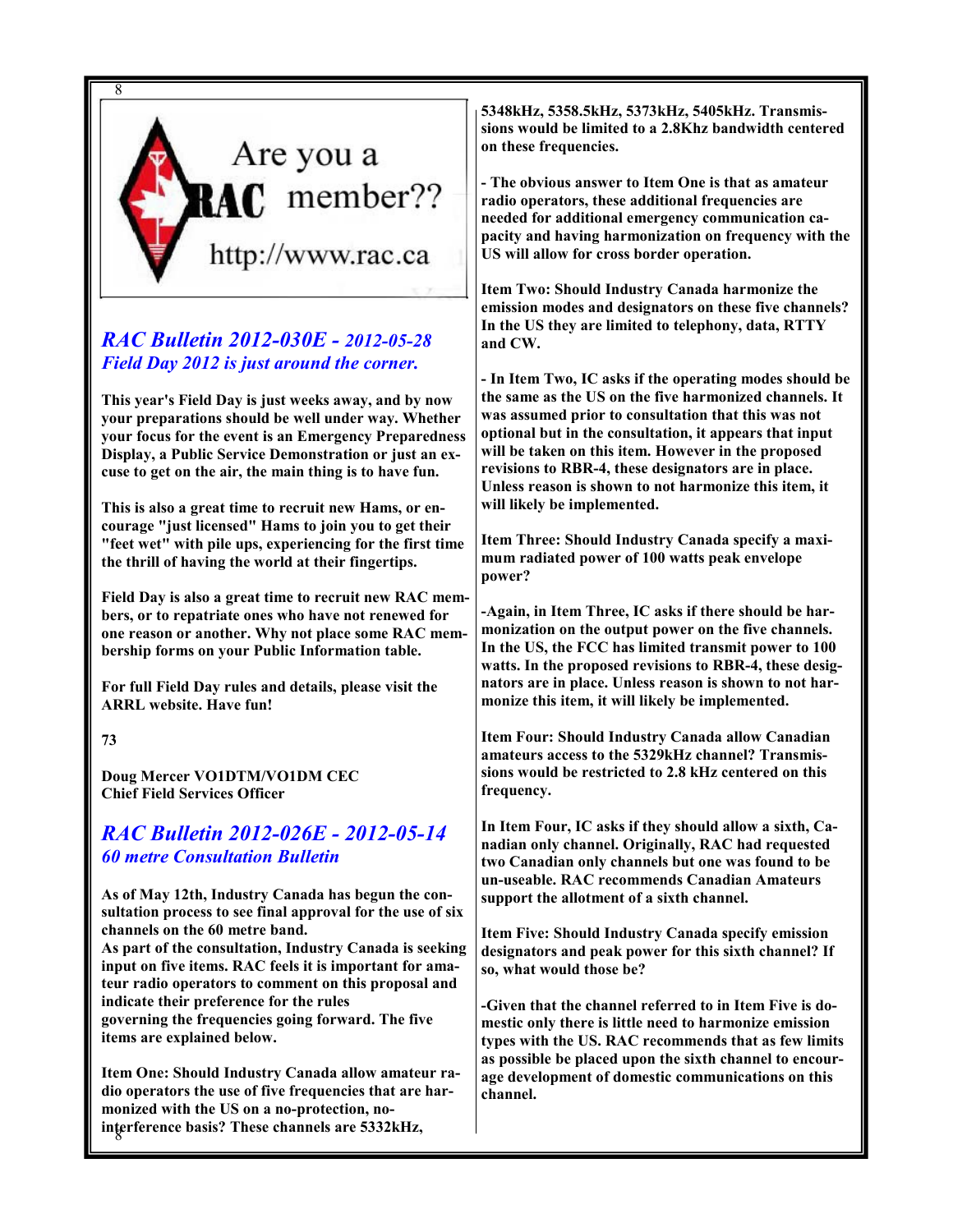Are you a RAC member?? http://www.rac.ca

## *RAC Bulletin 2012-030E - 2012-05-28*
### *Field Day 2012 is just around the corner.*

**This year's Field Day is just weeks away, and by now your preparations should be well under way. Whether your focus for the event is an Emergency Preparedness Display, a Public Service Demonstration or just an excuse to get on the air, the main thing is to have fun.**

**This is also a great time to recruit new Hams, or encourage "just licensed" Hams to join you to get their "feet wet" with pile ups, experiencing for the first time the thrill of having the world at their fingertips.**

**Field Day is also a great time to recruit new RAC members, or to repatriate ones who have not renewed for one reason or another. Why not place some RAC membership forms on your Public Information table.**

**For full Field Day rules and details, please visit the ARRL website. Have fun!**

**73**

**Doug Mercer VO1DTM/VO1DM CEC**
**Chief Field Services Officer**

## *RAC Bulletin 2012-026E - 2012-05-14*
### *60 metre Consultation Bulletin*

**As of May 12th, Industry Canada has begun the consultation process to see final approval for the use of six channels on the 60 metre band.**
**As part of the consultation, Industry Canada is seeking input on five items. RAC feels it is important for amateur radio operators to comment on this proposal and indicate their preference for the rules governing the frequencies going forward. The five items are explained below.**

**Item One: Should Industry Canada allow amateur radio operators the use of five frequencies that are harmonized with the US on a no-protection, no-interference basis? These channels are 5332kHz, 5348kHz, 5358.5kHz, 5373kHz, 5405kHz. Transmissions would be limited to a 2.8Khz bandwidth centered on these frequencies.**

**- The obvious answer to Item One is that as amateur radio operators, these additional frequencies are needed for additional emergency communication capacity and having harmonization on frequency with the US will allow for cross border operation.**

**Item Two: Should Industry Canada harmonize the emission modes and designators on these five channels? In the US they are limited to telephony, data, RTTY and CW.**

**- In Item Two, IC asks if the operating modes should be the same as the US on the five harmonized channels. It was assumed prior to consultation that this was not optional but in the consultation, it appears that input will be taken on this item. However in the proposed revisions to RBR-4, these designators are in place. Unless reason is shown to not harmonize this item, it will likely be implemented.**

**Item Three: Should Industry Canada specify a maximum radiated power of 100 watts peak envelope power?**

**-Again, in Item Three, IC asks if there should be harmonization on the output power on the five channels. In the US, the FCC has limited transmit power to 100 watts. In the proposed revisions to RBR-4, these designators are in place. Unless reason is shown to not harmonize this item, it will likely be implemented.**

**Item Four: Should Industry Canada allow Canadian amateurs access to the 5329kHz channel? Transmissions would be restricted to 2.8 kHz centered on this frequency.**

**In Item Four, IC asks if they should allow a sixth, Canadian only channel. Originally, RAC had requested two Canadian only channels but one was found to be un-useable. RAC recommends Canadian Amateurs support the allotment of a sixth channel.**

**Item Five: Should Industry Canada specify emission designators and peak power for this sixth channel? If so, what would those be?**

**-Given that the channel referred to in Item Five is domestic only there is little need to harmonize emission types with the US. RAC recommends that as few limits as possible be placed upon the sixth channel to encourage development of domestic communications on this channel.**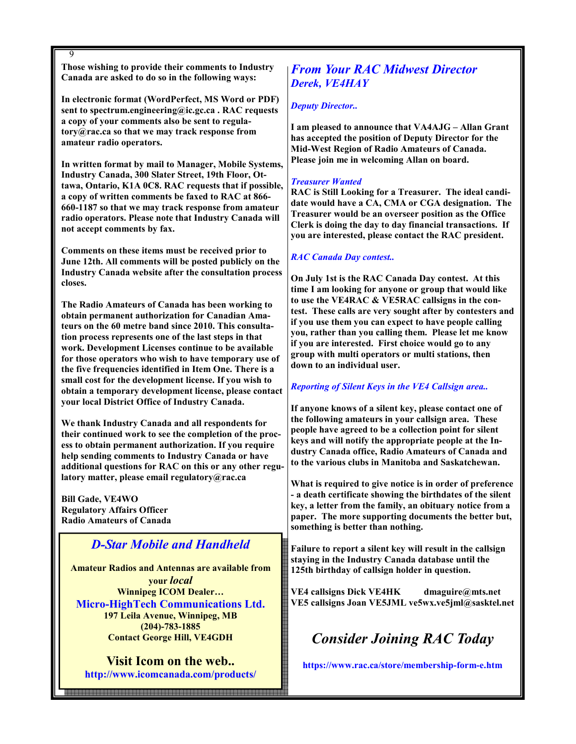**Those wishing to provide their comments to Industry Canada are asked to do so in the following ways:**

**In electronic format (WordPerfect, MS Word or PDF) sent to spectrum.engineering@ic.gc.ca . RAC requests a copy of your comments also be sent to regulatory@rac.ca so that we may track response from amateur radio operators.**

**In written format by mail to Manager, Mobile Systems, Industry Canada, 300 Slater Street, 19th Floor, Ottawa, Ontario, K1A 0C8. RAC requests that if possible, a copy of written comments be faxed to RAC at 866-660-1187 so that we may track response from amateur radio operators. Please note that Industry Canada will not accept comments by fax.**

**Comments on these items must be received prior to June 12th. All comments will be posted publicly on the Industry Canada website after the consultation process closes.**

**The Radio Amateurs of Canada has been working to obtain permanent authorization for Canadian Amateurs on the 60 metre band since 2010. This consultation process represents one of the last steps in that work. Development Licenses continue to be available for those operators who wish to have temporary use of the five frequencies identified in Item One. There is a small cost for the development license. If you wish to obtain a temporary development license, please contact your local District Office of Industry Canada.**

**We thank Industry Canada and all respondents for their continued work to see the completion of the process to obtain permanent authorization. If you require help sending comments to Industry Canada or have additional questions for RAC on this or any other regulatory matter, please email regulatory@rac.ca**

**Bill Gade, VE4WO**
**Regulatory Affairs Officer**
**Radio Amateurs of Canada**

## *D-Star Mobile and Handheld*

**Amateur Radios and Antennas are available from your *local* Winnipeg ICOM Dealer…**

**Micro-HighTech Communications Ltd.**
**197 Leila Avenue, Winnipeg, MB**
**(204)-783-1885**
**Contact George Hill, VE4GDH**

**Visit Icom on the web..**
**http://www.icomcanada.com/products/**

## *From Your RAC Midwest Director*
## *Derek, VE4HAY*

### *Deputy Director..*

**I am pleased to announce that VA4AJG – Allan Grant has accepted the position of Deputy Director for the Mid-West Region of Radio Amateurs of Canada. Please join me in welcoming Allan on board.**

### *Treasurer Wanted*

**RAC is Still Looking for a Treasurer. The ideal candidate would have a CA, CMA or CGA designation. The Treasurer would be an overseer position as the Office Clerk is doing the day to day financial transactions. If you are interested, please contact the RAC president.**

### *RAC Canada Day contest..*

**On July 1st is the RAC Canada Day contest. At this time I am looking for anyone or group that would like to use the VE4RAC & VE5RAC callsigns in the contest. These calls are very sought after by contesters and if you use them you can expect to have people calling you, rather than you calling them. Please let me know if you are interested. First choice would go to any group with multi operators or multi stations, then down to an individual user.**

### *Reporting of Silent Keys in the VE4 Callsign area..*

**If anyone knows of a silent key, please contact one of the following amateurs in your callsign area. These people have agreed to be a collection point for silent keys and will notify the appropriate people at the Industry Canada office, Radio Amateurs of Canada and to the various clubs in Manitoba and Saskatchewan.**

**What is required to give notice is in order of preference - a death certificate showing the birthdates of the silent key, a letter from the family, an obituary notice from a paper. The more supporting documents the better but, something is better than nothing.**

**Failure to report a silent key will result in the callsign staying in the Industry Canada database until the 125th birthday of callsign holder in question.**

**VE4 callsigns Dick VE4HK dmaguire@mts.net**
**VE5 callsigns Joan VE5JML ve5wx.ve5jml@sasktel.net**

## *Consider Joining RAC Today*

**https://www.rac.ca/store/membership-form-e.htm**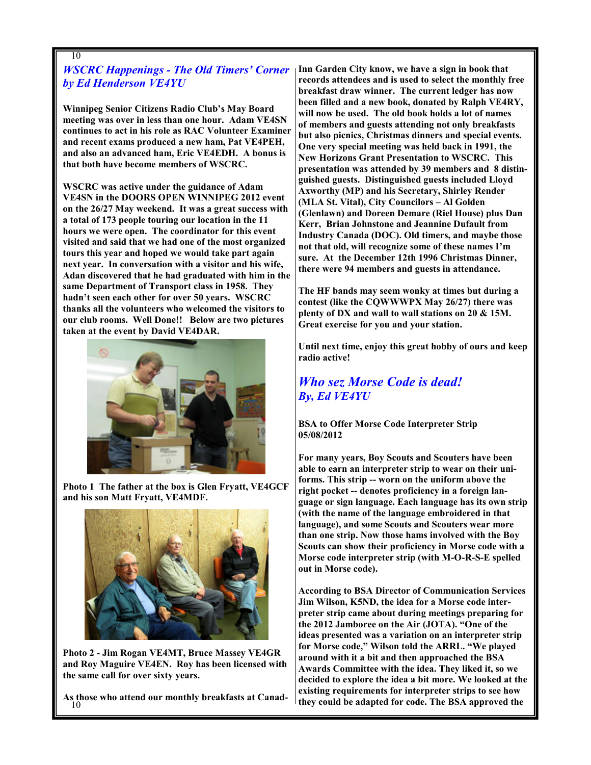## *WSCRC Happenings - The Old Timers' Corner by Ed Henderson VE4YU*

**Winnipeg Senior Citizens Radio Club's May Board meeting was over in less than one hour. Adam VE4SN continues to act in his role as RAC Volunteer Examiner and recent exams produced a new ham, Pat VE4PEH, and also an advanced ham, Eric VE4EDH. A bonus is that both have become members of WSCRC.**

**WSCRC was active under the guidance of Adam VE4SN in the DOORS OPEN WINNIPEG 2012 event on the 26/27 May weekend. It was a great success with a total of 173 people touring our location in the 11 hours we were open. The coordinator for this event visited and said that we had one of the most organized tours this year and hoped we would take part again next year. In conversation with a visitor and his wife, Adan discovered that he had graduated with him in the same Department of Transport class in 1958. They hadn't seen each other for over 50 years. WSCRC thanks all the volunteers who welcomed the visitors to our club rooms. Well Done!! Below are two pictures taken at the event by David VE4DAR.**

**Photo 1 The father at the box is Glen Fryatt, VE4GCF and his son Matt Fryatt, VE4MDF.**

**Photo 2 - Jim Rogan VE4MT, Bruce Massey VE4GR and Roy Maguire VE4EN. Roy has been licensed with the same call for over sixty years.**

**As those who attend our monthly breakfasts at Canad-Inn Garden City know, we have a sign in book that records attendees and is used to select the monthly free breakfast draw winner. The current ledger has now been filled and a new book, donated by Ralph VE4RY, will now be used. The old book holds a lot of names of members and guests attending not only breakfasts but also picnics, Christmas dinners and special events. One very special meeting was held back in 1991, the New Horizons Grant Presentation to WSCRC. This presentation was attended by 39 members and 8 distinguished guests. Distinguished guests included Lloyd Axworthy (MP) and his Secretary, Shirley Render (MLA St. Vital), City Councilors – Al Golden (Glenlawn) and Doreen Demare (Riel House) plus Dan Kerr, Brian Johnstone and Jeannine Dufault from Industry Canada (DOC). Old timers, and maybe those not that old, will recognize some of these names I'm sure. At the December 12th 1996 Christmas Dinner, there were 94 members and guests in attendance.**

**The HF bands may seem wonky at times but during a contest (like the CQWWWPX May 26/27) there was plenty of DX and wall to wall stations on 20 & 15M. Great exercise for you and your station.**

**Until next time, enjoy this great hobby of ours and keep radio active!**

## *Who sez Morse Code is dead!*
### *By, Ed VE4YU*

**BSA to Offer Morse Code Interpreter Strip**
**05/08/2012**

**For many years, Boy Scouts and Scouters have been able to earn an interpreter strip to wear on their uniforms. This strip -- worn on the uniform above the right pocket -- denotes proficiency in a foreign language or sign language. Each language has its own strip (with the name of the language embroidered in that language), and some Scouts and Scouters wear more than one strip. Now those hams involved with the Boy Scouts can show their proficiency in Morse code with a Morse code interpreter strip (with M-O-R-S-E spelled out in Morse code).**

**According to BSA Director of Communication Services Jim Wilson, K5ND, the idea for a Morse code interpreter strip came about during meetings preparing for the 2012 Jamboree on the Air (JOTA). "One of the ideas presented was a variation on an interpreter strip for Morse code," Wilson told the ARRL. "We played around with it a bit and then approached the BSA Awards Committee with the idea. They liked it, so we decided to explore the idea a bit more. We looked at the existing requirements for interpreter strips to see how they could be adapted for code. The BSA approved the**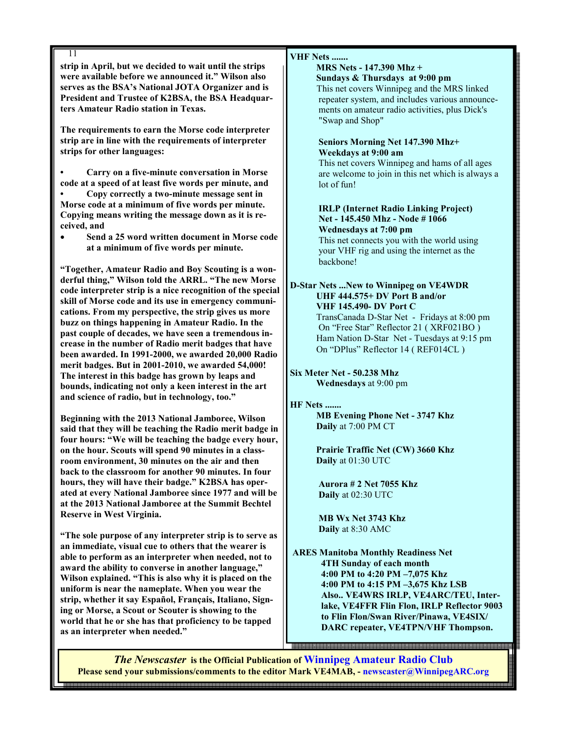**strip in April, but we decided to wait until the strips were available before we announced it." Wilson also serves as the BSA's National JOTA Organizer and is President and Trustee of K2BSA, the BSA Headquarters Amateur Radio station in Texas.**

**The requirements to earn the Morse code interpreter strip are in line with the requirements of interpreter strips for other languages:**

- **Carry on a five-minute conversation in Morse code at a speed of at least five words per minute, and**
- **Copy correctly a two-minute message sent in Morse code at a minimum of five words per minute. Copying means writing the message down as it is received, and**
- **Send a 25 word written document in Morse code at a minimum of five words per minute.**

**"Together, Amateur Radio and Boy Scouting is a wonderful thing," Wilson told the ARRL. "The new Morse code interpreter strip is a nice recognition of the special skill of Morse code and its use in emergency communications. From my perspective, the strip gives us more buzz on things happening in Amateur Radio. In the past couple of decades, we have seen a tremendous increase in the number of Radio merit badges that have been awarded. In 1991-2000, we awarded 20,000 Radio merit badges. But in 2001-2010, we awarded 54,000! The interest in this badge has grown by leaps and bounds, indicating not only a keen interest in the art and science of radio, but in technology, too."**

**Beginning with the 2013 National Jamboree, Wilson said that they will be teaching the Radio merit badge in four hours: "We will be teaching the badge every hour, on the hour. Scouts will spend 90 minutes in a classroom environment, 30 minutes on the air and then back to the classroom for another 90 minutes. In four hours, they will have their badge." K2BSA has operated at every National Jamboree since 1977 and will be at the 2013 National Jamboree at the Summit Bechtel Reserve in West Virginia.**

**"The sole purpose of any interpreter strip is to serve as an immediate, visual cue to others that the wearer is able to perform as an interpreter when needed, not to award the ability to converse in another language," Wilson explained. "This is also why it is placed on the uniform is near the nameplate. When you wear the strip, whether it say Español, Français, Italiano, Signing or Morse, a Scout or Scouter is showing to the world that he or she has that proficiency to be tapped as an interpreter when needed."**

**VHF Nets .......**

**MRS Nets - 147.390 Mhz +**
**Sundays & Thursdays at 9:00 pm**
This net covers Winnipeg and the MRS linked repeater system, and includes various announcements on amateur radio activities, plus Dick's "Swap and Shop"

**Seniors Morning Net 147.390 Mhz+**
**Weekdays at 9:00 am**
This net covers Winnipeg and hams of all ages are welcome to join in this net which is always a lot of fun!

**IRLP (Internet Radio Linking Project) Net - 145.450 Mhz - Node # 1066**
**Wednesdays at 7:00 pm**
This net connects you with the world using your VHF rig and using the internet as the backbone!

**D-Star Nets ...New to Winnipeg on VE4WDR**
**UHF 444.575+ DV Port B and/or**
**VHF 145.490- DV Port C**
TransCanada D-Star Net - Fridays at 8:00 pm
On "Free Star" Reflector 21 ( XRF021BO )
Ham Nation D-Star Net - Tuesdays at 9:15 pm
On "DPlus" Reflector 14 ( REF014CL )

**Six Meter Net - 50.238 Mhz**
**Wednesdays** at 9:00 pm

**HF Nets .......**

**MB Evening Phone Net - 3747 Khz**
**Daily** at 7:00 PM CT

**Prairie Traffic Net (CW) 3660 Khz**
**Daily** at 01:30 UTC

**Aurora # 2 Net 7055 Khz**
**Daily** at 02:30 UTC

**MB Wx Net 3743 Khz**
**Daily** at 8:30 AMC

**ARES Manitoba Monthly Readiness Net**
**4TH Sunday of each month**
**4:00 PM to 4:20 PM –7,075 Khz**
**4:00 PM to 4:15 PM –3,675 Khz LSB**
**Also.. VE4WRS IRLP, VE4ARC/TEU, Interlake, VE4FFR Flin Flon, IRLP Reflector 9003 to Flin Flon/Swan River/Pinawa, VE4SIX/ DARC repeater, VE4TPN/VHF Thompson.**

***The Newscaster* is the Official Publication of Winnipeg Amateur Radio Club**
**Please send your submissions/comments to the editor Mark VE4MAB, - newscaster@WinnipegARC.org**